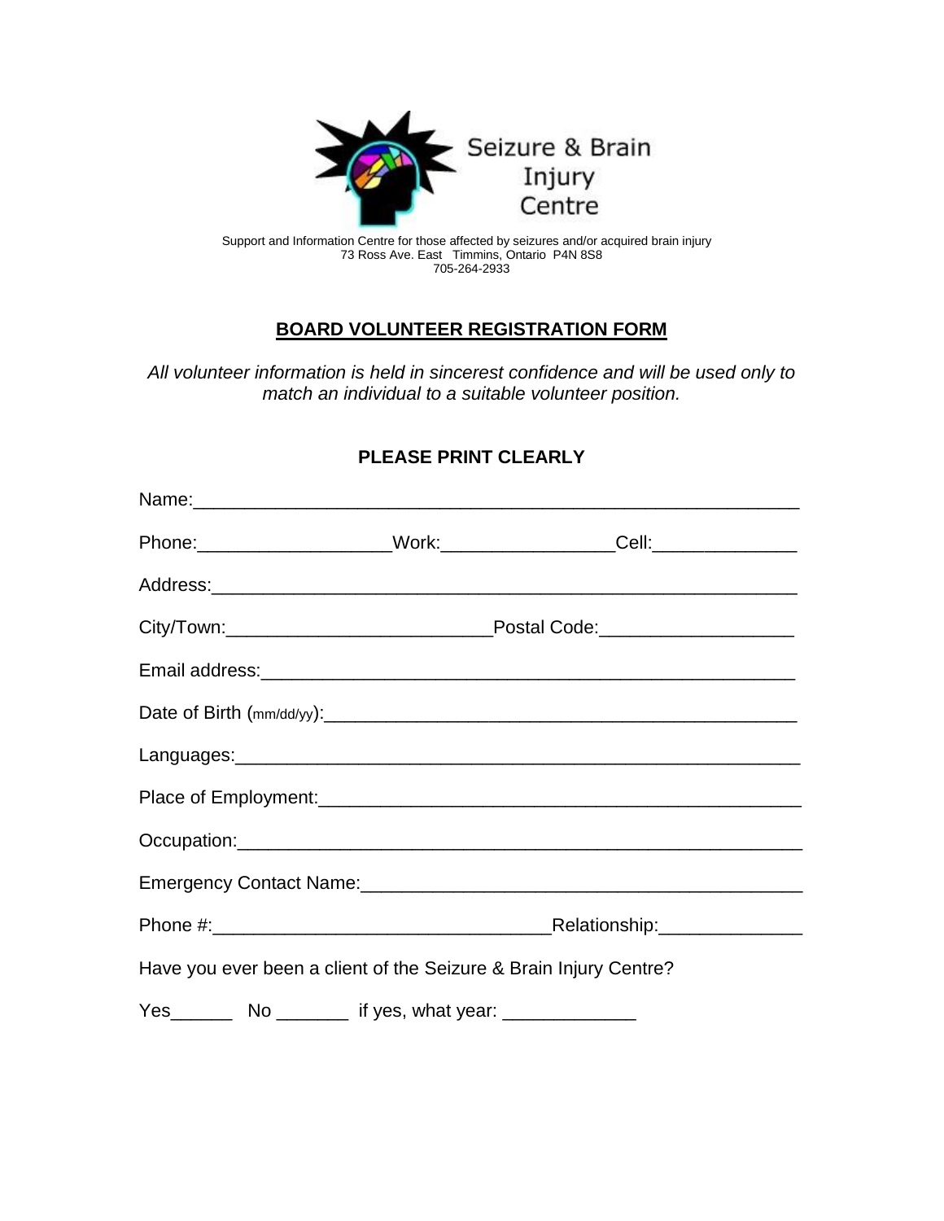Seizure & Brain Injury Centre

Support and Information Centre for those affected by seizures and/or acquired brain injury
73 Ross Ave. East Timmins, Ontario P4N 8S8
705-264-2933

## BOARD VOLUNTEER REGISTRATION FORM

*All volunteer information is held in sincerest confidence and will be used only to match an individual to a suitable volunteer position.*

**PLEASE PRINT CLEARLY**

Name:___________________________________________________________

Phone:__________________Work:________________Cell:______________

Address:_________________________________________________________

City/Town:_________________________Postal Code:___________________

Email address:_____________________________________________________

Date of Birth (mm/dd/yy):____________________________________________

Languages:________________________________________________________

Place of Employment:_______________________________________________

Occupation:________________________________________________________

Emergency Contact Name:____________________________________________

Phone #:________________________________Relationship:______________

Have you ever been a client of the Seizure & Brain Injury Centre?

Yes______ No _______ if yes, what year: _____________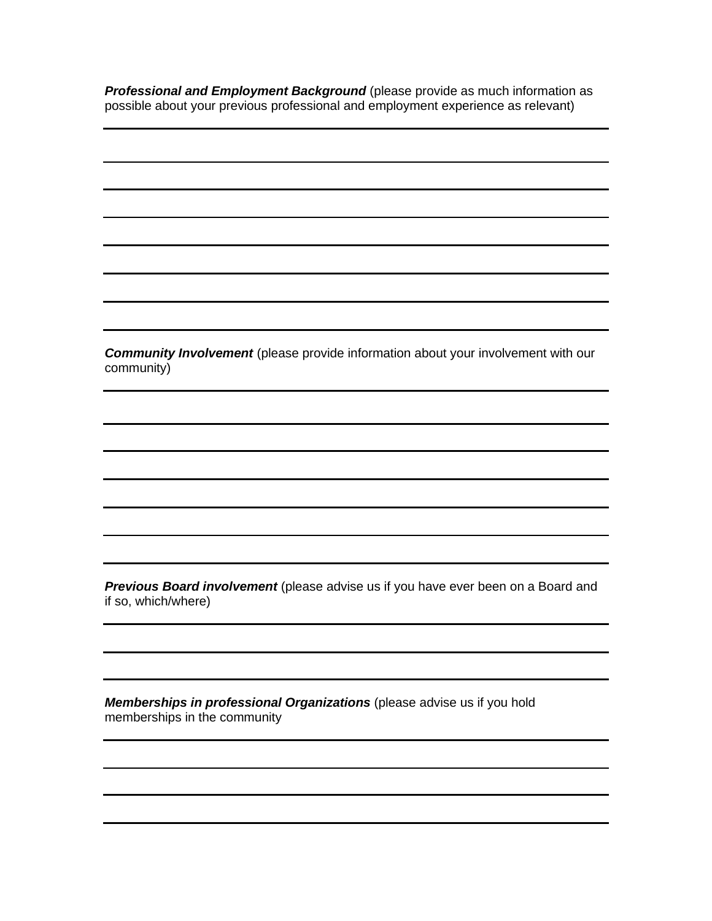***Professional and Employment Background*** (please provide as much information as possible about your previous professional and employment experience as relevant)

---

---

---

---

---

---

---

---

***Community Involvement*** (please provide information about your involvement with our community)

---

---

---

---

---

---

---

***Previous Board involvement*** (please advise us if you have ever been on a Board and if so, which/where)

---

---

---

***Memberships in professional Organizations*** (please advise us if you hold memberships in the community

---

---

---

---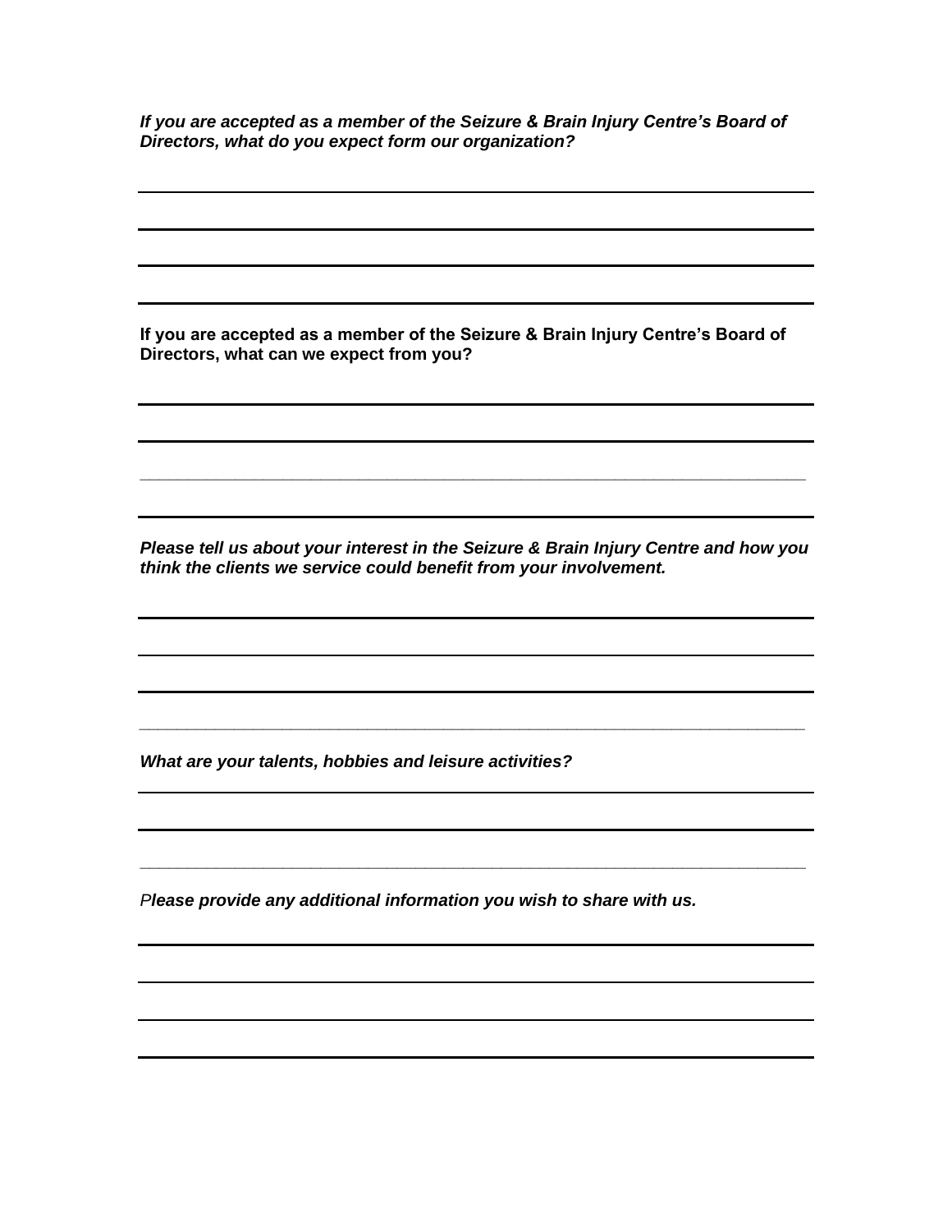***If you are accepted as a member of the Seizure & Brain Injury Centre's Board of Directors, what do you expect form our organization?***

______________________________________________________________________

______________________________________________________________________

______________________________________________________________________

______________________________________________________________________

**If you are accepted as a member of the Seizure & Brain Injury Centre's Board of Directors, what can we expect from you?**

______________________________________________________________________

______________________________________________________________________

______________________________________________________________________

______________________________________________________________________

***Please tell us about your interest in the Seizure & Brain Injury Centre and how you think the clients we service could benefit from your involvement.***

______________________________________________________________________

______________________________________________________________________

______________________________________________________________________

______________________________________________________________________

***What are your talents, hobbies and leisure activities?***

______________________________________________________________________

______________________________________________________________________

______________________________________________________________________

*P**lease provide any additional information you wish to share with us.***

______________________________________________________________________

______________________________________________________________________

______________________________________________________________________

______________________________________________________________________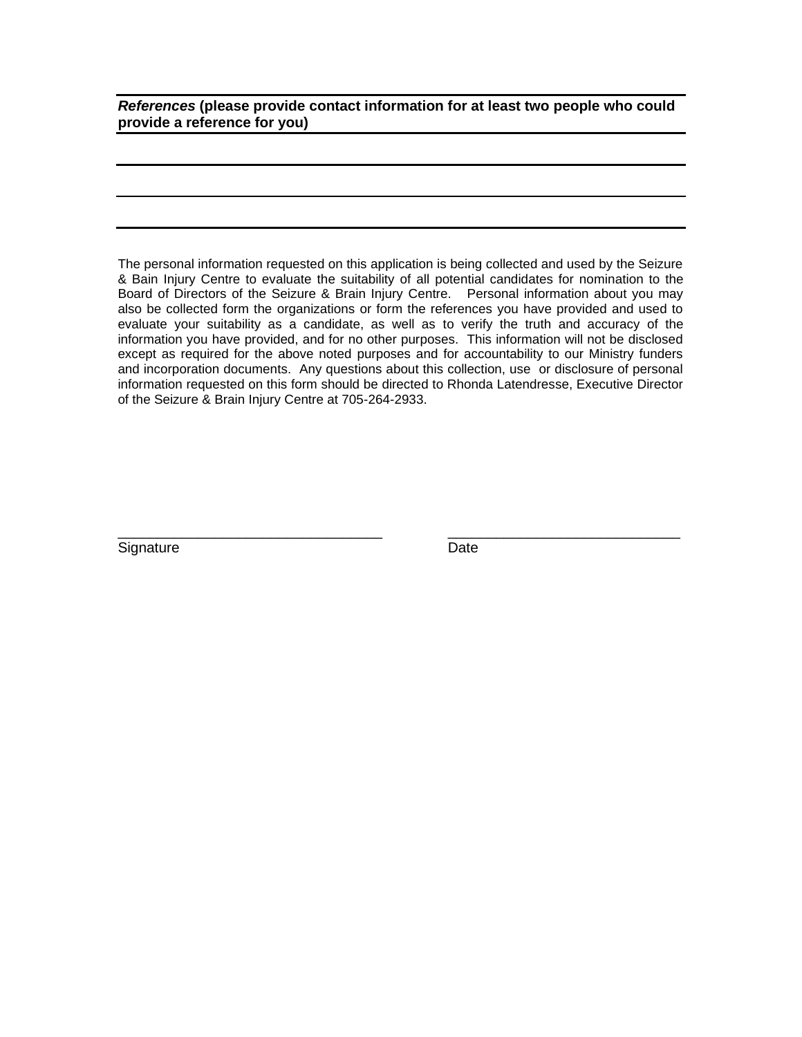***References*** **(please provide contact information for at least two people who could provide a reference for you)**

The personal information requested on this application is being collected and used by the Seizure & Bain Injury Centre to evaluate the suitability of all potential candidates for nomination to the Board of Directors of the Seizure & Brain Injury Centre. Personal information about you may also be collected form the organizations or form the references you have provided and used to evaluate your suitability as a candidate, as well as to verify the truth and accuracy of the information you have provided, and for no other purposes. This information will not be disclosed except as required for the above noted purposes and for accountability to our Ministry funders and incorporation documents. Any questions about this collection, use or disclosure of personal information requested on this form should be directed to Rhonda Latendresse, Executive Director of the Seizure & Brain Injury Centre at 705-264-2933.

_________________________________ _____________________________

Signature Date